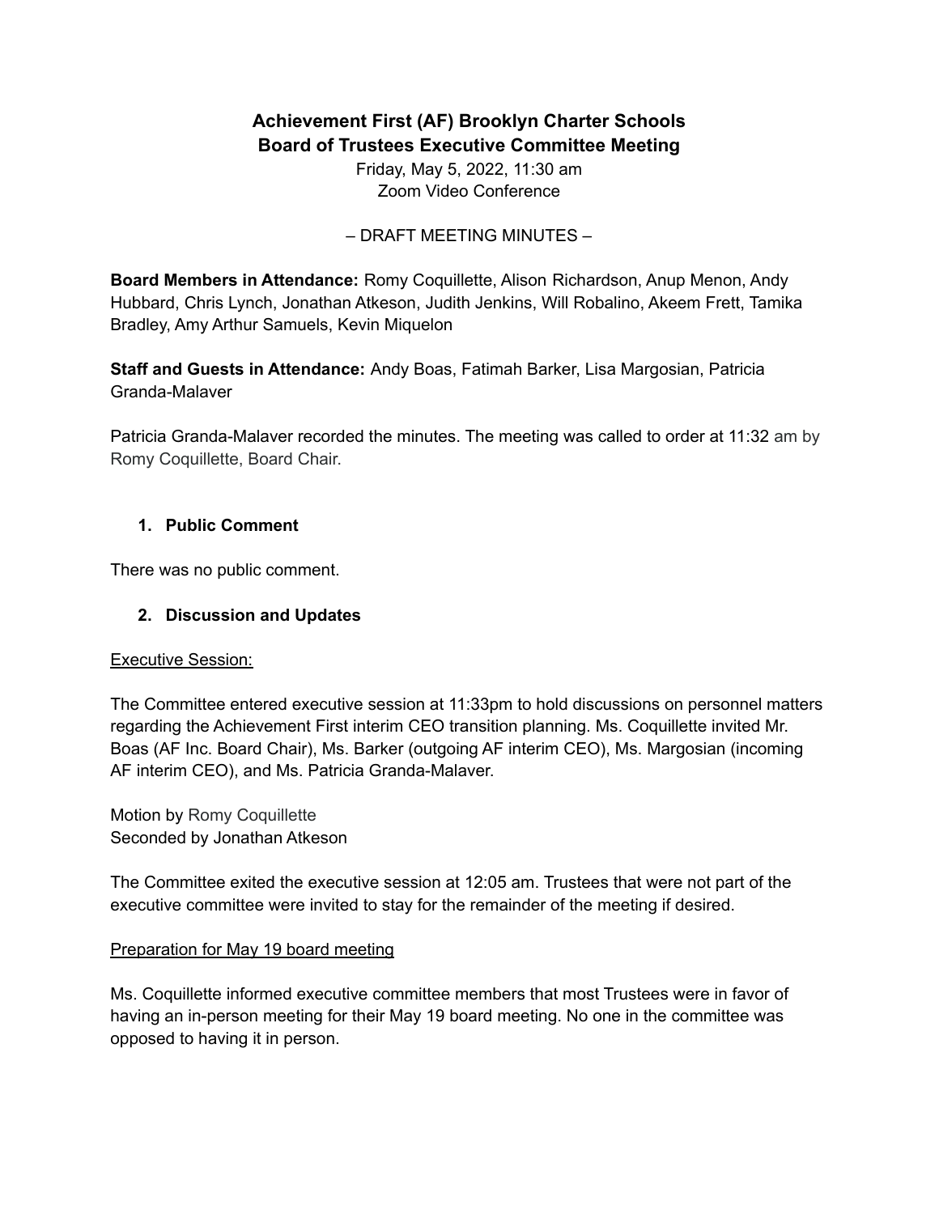# Achievement First (AF) Brooklyn Charter Schools
# Board of Trustees Executive Committee Meeting

Friday, May 5, 2022, 11:30 am
Zoom Video Conference

– DRAFT MEETING MINUTES –

**Board Members in Attendance:** Romy Coquillette, Alison Richardson, Anup Menon, Andy Hubbard, Chris Lynch, Jonathan Atkeson, Judith Jenkins, Will Robalino, Akeem Frett, Tamika Bradley, Amy Arthur Samuels, Kevin Miquelon

**Staff and Guests in Attendance:** Andy Boas, Fatimah Barker, Lisa Margosian, Patricia Granda-Malaver

Patricia Granda-Malaver recorded the minutes. The meeting was called to order at 11:32 am by Romy Coquillette, Board Chair.

1. **Public Comment**

There was no public comment.

2. **Discussion and Updates**

Executive Session:

The Committee entered executive session at 11:33pm to hold discussions on personnel matters regarding the Achievement First interim CEO transition planning. Ms. Coquillette invited Mr. Boas (AF Inc. Board Chair), Ms. Barker (outgoing AF interim CEO), Ms. Margosian (incoming AF interim CEO), and Ms. Patricia Granda-Malaver.

Motion by Romy Coquillette
Seconded by Jonathan Atkeson

The Committee exited the executive session at 12:05 am. Trustees that were not part of the executive committee were invited to stay for the remainder of the meeting if desired.

Preparation for May 19 board meeting

Ms. Coquillette informed executive committee members that most Trustees were in favor of having an in-person meeting for their May 19 board meeting. No one in the committee was opposed to having it in person.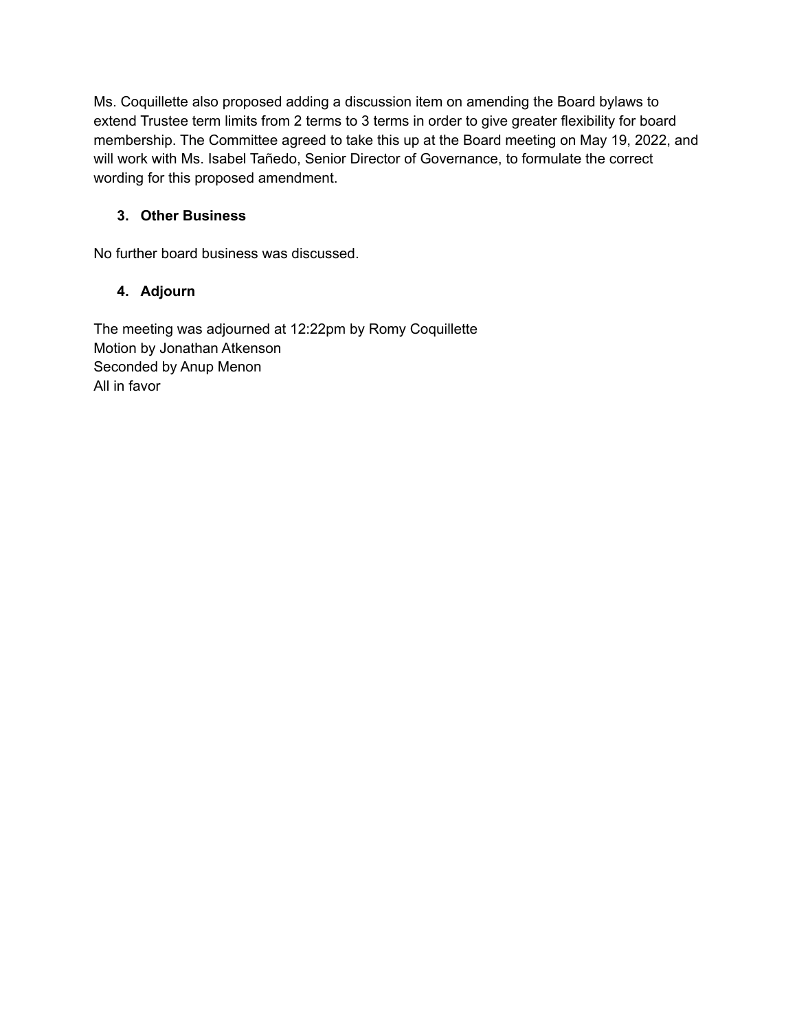Ms. Coquillette also proposed adding a discussion item on amending the Board bylaws to extend Trustee term limits from 2 terms to 3 terms in order to give greater flexibility for board membership. The Committee agreed to take this up at the Board meeting on May 19, 2022, and will work with Ms. Isabel Tañedo, Senior Director of Governance, to formulate the correct wording for this proposed amendment.

3. **Other Business**

No further board business was discussed.

4. **Adjourn**

The meeting was adjourned at 12:22pm by Romy Coquillette
Motion by Jonathan Atkenson
Seconded by Anup Menon
All in favor